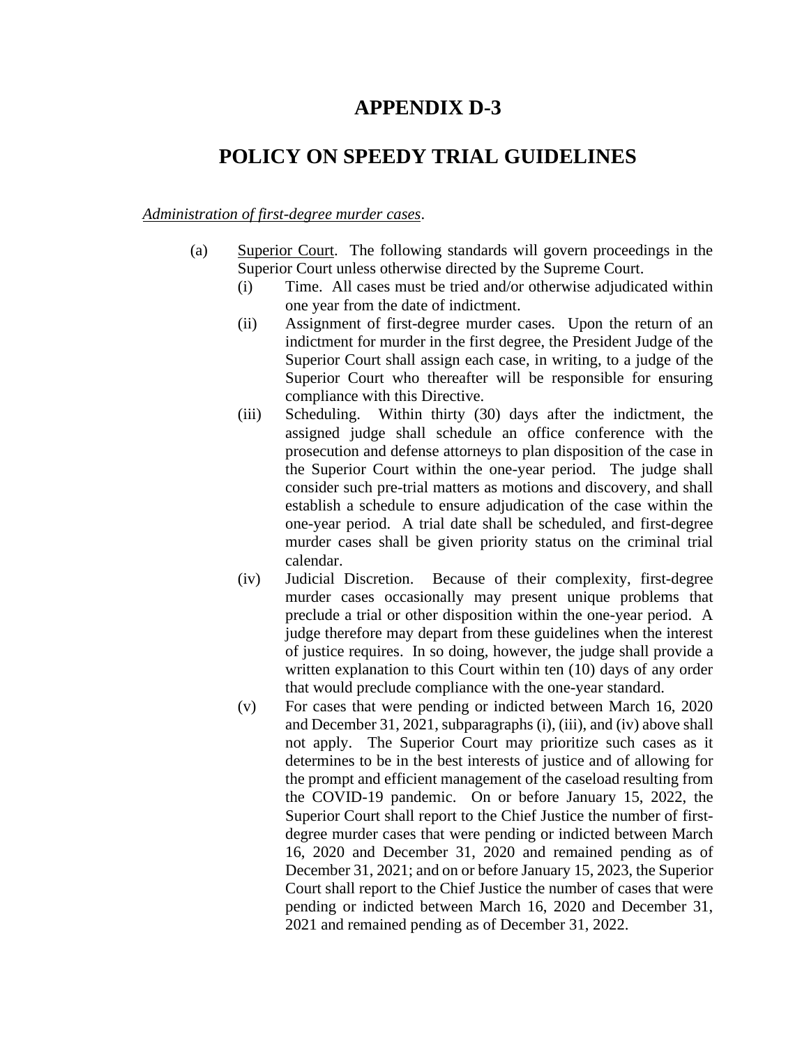# APPENDIX D-3

# POLICY ON SPEEDY TRIAL GUIDELINES

*Administration of first-degree murder cases*.

(a) Superior Court. The following standards will govern proceedings in the Superior Court unless otherwise directed by the Supreme Court.

(i) Time. All cases must be tried and/or otherwise adjudicated within one year from the date of indictment.

(ii) Assignment of first-degree murder cases. Upon the return of an indictment for murder in the first degree, the President Judge of the Superior Court shall assign each case, in writing, to a judge of the Superior Court who thereafter will be responsible for ensuring compliance with this Directive.

(iii) Scheduling. Within thirty (30) days after the indictment, the assigned judge shall schedule an office conference with the prosecution and defense attorneys to plan disposition of the case in the Superior Court within the one-year period. The judge shall consider such pre-trial matters as motions and discovery, and shall establish a schedule to ensure adjudication of the case within the one-year period. A trial date shall be scheduled, and first-degree murder cases shall be given priority status on the criminal trial calendar.

(iv) Judicial Discretion. Because of their complexity, first-degree murder cases occasionally may present unique problems that preclude a trial or other disposition within the one-year period. A judge therefore may depart from these guidelines when the interest of justice requires. In so doing, however, the judge shall provide a written explanation to this Court within ten (10) days of any order that would preclude compliance with the one-year standard.

(v) For cases that were pending or indicted between March 16, 2020 and December 31, 2021, subparagraphs (i), (iii), and (iv) above shall not apply. The Superior Court may prioritize such cases as it determines to be in the best interests of justice and of allowing for the prompt and efficient management of the caseload resulting from the COVID-19 pandemic. On or before January 15, 2022, the Superior Court shall report to the Chief Justice the number of first-degree murder cases that were pending or indicted between March 16, 2020 and December 31, 2020 and remained pending as of December 31, 2021; and on or before January 15, 2023, the Superior Court shall report to the Chief Justice the number of cases that were pending or indicted between March 16, 2020 and December 31, 2021 and remained pending as of December 31, 2022.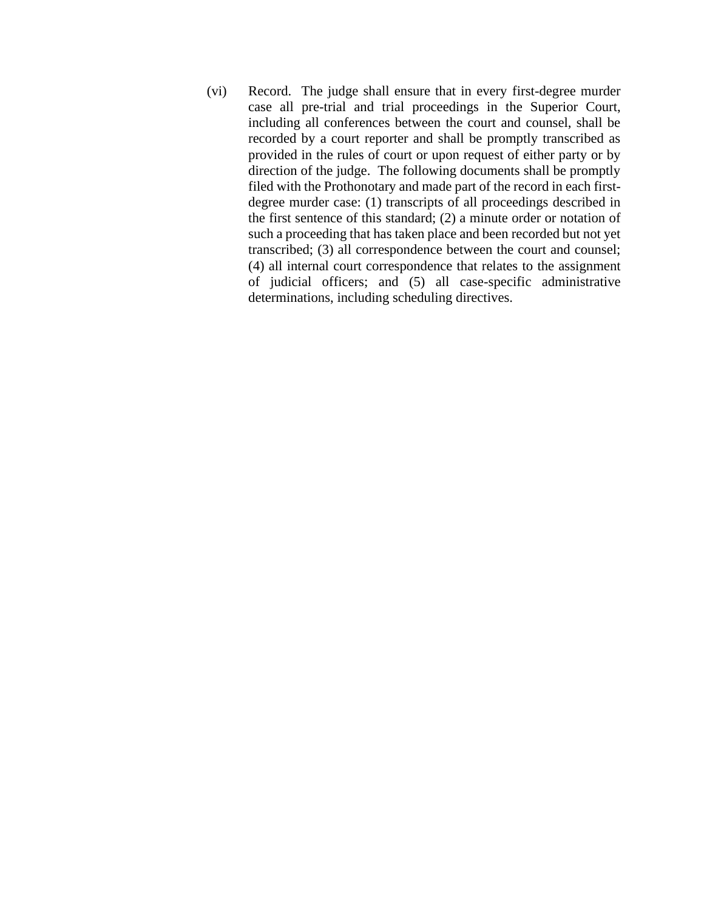(vi) Record. The judge shall ensure that in every first-degree murder case all pre-trial and trial proceedings in the Superior Court, including all conferences between the court and counsel, shall be recorded by a court reporter and shall be promptly transcribed as provided in the rules of court or upon request of either party or by direction of the judge. The following documents shall be promptly filed with the Prothonotary and made part of the record in each first-degree murder case: (1) transcripts of all proceedings described in the first sentence of this standard; (2) a minute order or notation of such a proceeding that has taken place and been recorded but not yet transcribed; (3) all correspondence between the court and counsel; (4) all internal court correspondence that relates to the assignment of judicial officers; and (5) all case-specific administrative determinations, including scheduling directives.